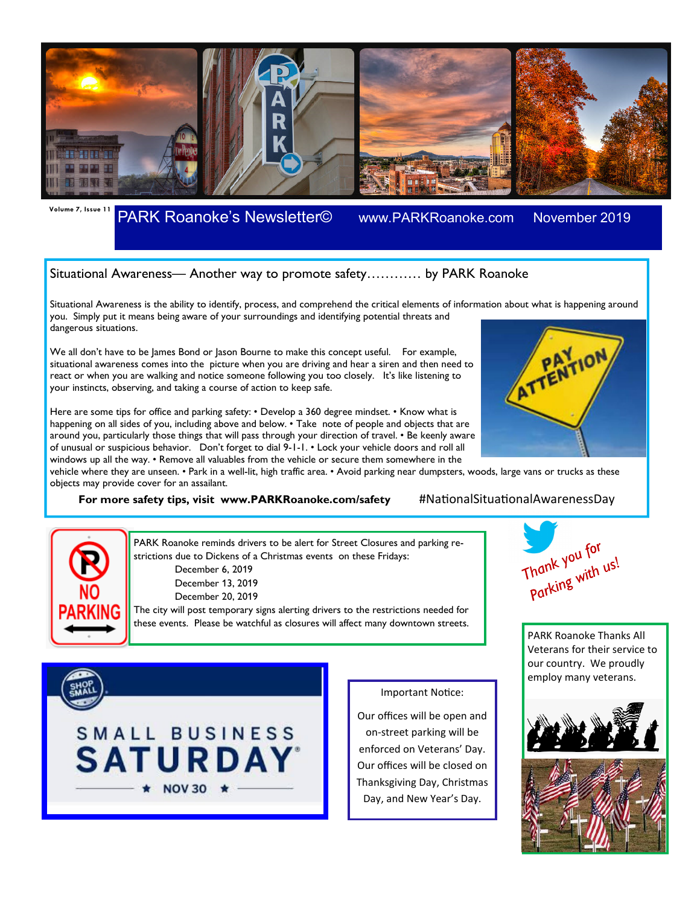Volume 7, Issue 11

# PARK Roanoke's Newsletter©

www.PARKRoanoke.com

November 2019

## Situational Awareness— Another way to promote safety………… by PARK Roanoke

Situational Awareness is the ability to identify, process, and comprehend the critical elements of information about what is happening around you. Simply put it means being aware of your surroundings and identifying potential threats and dangerous situations.

We all don't have to be James Bond or Jason Bourne to make this concept useful. For example, situational awareness comes into the picture when you are driving and hear a siren and then need to react or when you are walking and notice someone following you too closely. It's like listening to your instincts, observing, and taking a course of action to keep safe.

Here are some tips for office and parking safety: • Develop a 360 degree mindset. • Know what is happening on all sides of you, including above and below. • Take note of people and objects that are around you, particularly those things that will pass through your direction of travel. • Be keenly aware of unusual or suspicious behavior. Don't forget to dial 9-1-1. • Lock your vehicle doors and roll all windows up all the way. • Remove all valuables from the vehicle or secure them somewhere in the vehicle where they are unseen. • Park in a well-lit, high traffic area. • Avoid parking near dumpsters, woods, large vans or trucks as these objects may provide cover for an assailant.

**For more safety tips, visit www.PARKRoanoke.com/safety** #NationalSituationalAwarenessDay

PARK Roanoke reminds drivers to be alert for Street Closures and parking restrictions due to Dickens of a Christmas events on these Fridays:

December 6, 2019
December 13, 2019
December 20, 2019

The city will post temporary signs alerting drivers to the restrictions needed for these events. Please be watchful as closures will affect many downtown streets.

Thank you for Parking with us!

PARK Roanoke Thanks All Veterans for their service to our country. We proudly employ many veterans.

SHOP SMALL

SMALL BUSINESS SATURDAY

★ NOV 30 ★

Important Notice:

Our offices will be open and on-street parking will be enforced on Veterans' Day. Our offices will be closed on Thanksgiving Day, Christmas Day, and New Year's Day.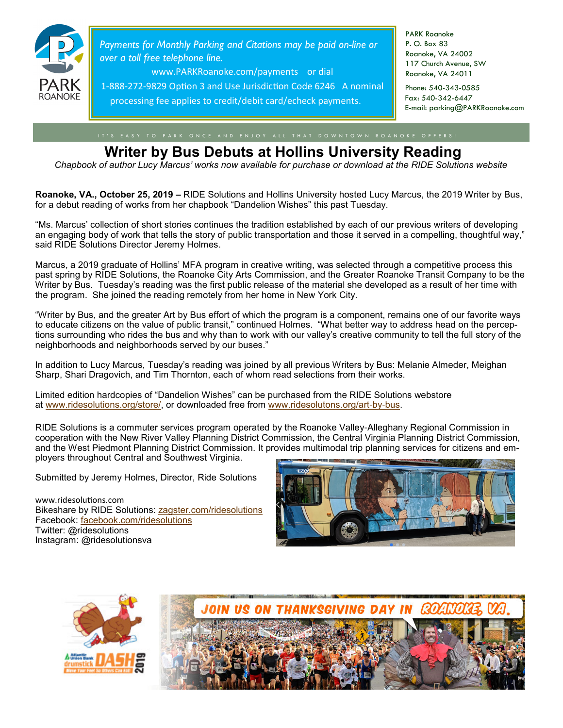Payments for Monthly Parking and Citations may be paid on-line or over a toll free telephone line.

www.PARKRoanoke.com/payments or dial 1-888-272-9829 Option 3 and Use Jurisdiction Code 6246 A nominal processing fee applies to credit/debit card/echeck payments.

PARK Roanoke
P. O. Box 83
Roanoke, VA 24002
117 Church Avenue, SW
Roanoke, VA 24011

Phone: 540-343-0585
Fax: 540-342-6447
E-mail: parking@PARKRoanoke.com

IT'S EASY TO PARK ONCE AND ENJOY ALL THAT DOWNTOWN ROANOKE OFFERS!

# Writer by Bus Debuts at Hollins University Reading

*Chapbook of author Lucy Marcus' works now available for purchase or download at the RIDE Solutions website*

**Roanoke, VA., October 25, 2019 –** RIDE Solutions and Hollins University hosted Lucy Marcus, the 2019 Writer by Bus, for a debut reading of works from her chapbook "Dandelion Wishes" this past Tuesday.

"Ms. Marcus' collection of short stories continues the tradition established by each of our previous writers of developing an engaging body of work that tells the story of public transportation and those it served in a compelling, thoughtful way," said RIDE Solutions Director Jeremy Holmes.

Marcus, a 2019 graduate of Hollins' MFA program in creative writing, was selected through a competitive process this past spring by RIDE Solutions, the Roanoke City Arts Commission, and the Greater Roanoke Transit Company to be the Writer by Bus. Tuesday's reading was the first public release of the material she developed as a result of her time with the program. She joined the reading remotely from her home in New York City.

"Writer by Bus, and the greater Art by Bus effort of which the program is a component, remains one of our favorite ways to educate citizens on the value of public transit," continued Holmes. "What better way to address head on the perceptions surrounding who rides the bus and why than to work with our valley's creative community to tell the full story of the neighborhoods and neighborhoods served by our buses."

In addition to Lucy Marcus, Tuesday's reading was joined by all previous Writers by Bus: Melanie Almeder, Meighan Sharp, Shari Dragovich, and Tim Thornton, each of whom read selections from their works.

Limited edition hardcopies of "Dandelion Wishes" can be purchased from the RIDE Solutions webstore at www.ridesolution.org/store/, or downloaded free from www.ridesolutons.org/art-by-bus.

RIDE Solutions is a commuter services program operated by the Roanoke Valley-Alleghany Regional Commission in cooperation with the New River Valley Planning District Commission, the Central Virginia Planning District Commission, and the West Piedmont Planning District Commission. It provides multimodal trip planning services for citizens and employers throughout Central and Southwest Virginia.

Submitted by Jeremy Holmes, Director, Ride Solutions

www.ridesolutions.com
Bikeshare by RIDE Solutions: zagster.com/ridesolutions
Facebook: facebook.com/ridesolutions
Twitter: @ridesolutions
Instagram: @ridesolutionsva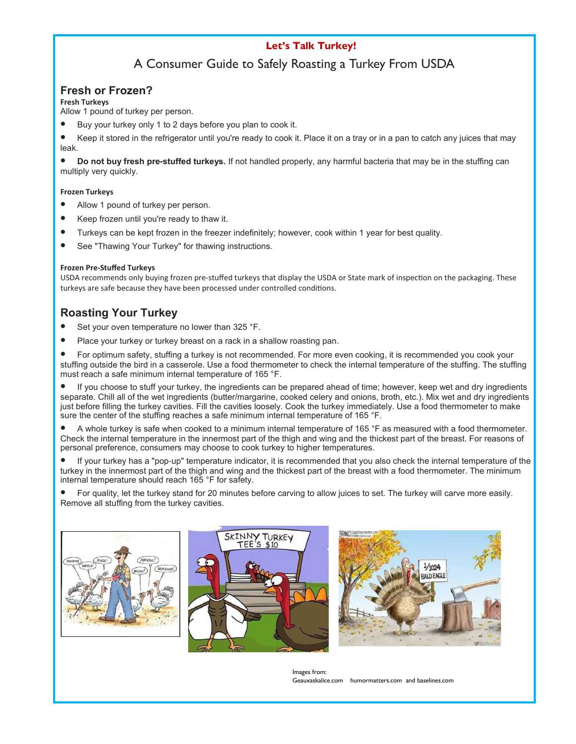**Let's Talk Turkey!**

A Consumer Guide to Safely Roasting a Turkey From USDA

## Fresh or Frozen?

### Fresh Turkeys

Allow 1 pound of turkey per person.

- Buy your turkey only 1 to 2 days before you plan to cook it.
- Keep it stored in the refrigerator until you're ready to cook it. Place it on a tray or in a pan to catch any juices that may leak.
- **Do not buy fresh pre-stuffed turkeys.** If not handled properly, any harmful bacteria that may be in the stuffing can multiply very quickly.

### Frozen Turkeys

- Allow 1 pound of turkey per person.
- Keep frozen until you're ready to thaw it.
- Turkeys can be kept frozen in the freezer indefinitely; however, cook within 1 year for best quality.
- See "Thawing Your Turkey" for thawing instructions.

### Frozen Pre-Stuffed Turkeys

USDA recommends only buying frozen pre-stuffed turkeys that display the USDA or State mark of inspection on the packaging. These turkeys are safe because they have been processed under controlled conditions.

## Roasting Your Turkey

- Set your oven temperature no lower than 325 °F.
- Place your turkey or turkey breast on a rack in a shallow roasting pan.
- For optimum safety, stuffing a turkey is not recommended. For more even cooking, it is recommended you cook your stuffing outside the bird in a casserole. Use a food thermometer to check the internal temperature of the stuffing. The stuffing must reach a safe minimum internal temperature of 165 °F.
- If you choose to stuff your turkey, the ingredients can be prepared ahead of time; however, keep wet and dry ingredients separate. Chill all of the wet ingredients (butter/margarine, cooked celery and onions, broth, etc.). Mix wet and dry ingredients just before filling the turkey cavities. Fill the cavities loosely. Cook the turkey immediately. Use a food thermometer to make sure the center of the stuffing reaches a safe minimum internal temperature of 165 °F.
- A whole turkey is safe when cooked to a minimum internal temperature of 165 °F as measured with a food thermometer. Check the internal temperature in the innermost part of the thigh and wing and the thickest part of the breast. For reasons of personal preference, consumers may choose to cook turkey to higher temperatures.
- If your turkey has a "pop-up" temperature indicator, it is recommended that you also check the internal temperature of the turkey in the innermost part of the thigh and wing and the thickest part of the breast with a food thermometer. The minimum internal temperature should reach 165 °F for safety.
- For quality, let the turkey stand for 20 minutes before carving to allow juices to set. The turkey will carve more easily. Remove all stuffing from the turkey cavities.

Images from:
Geauxaskalice.com humormatters.com and baselines.com